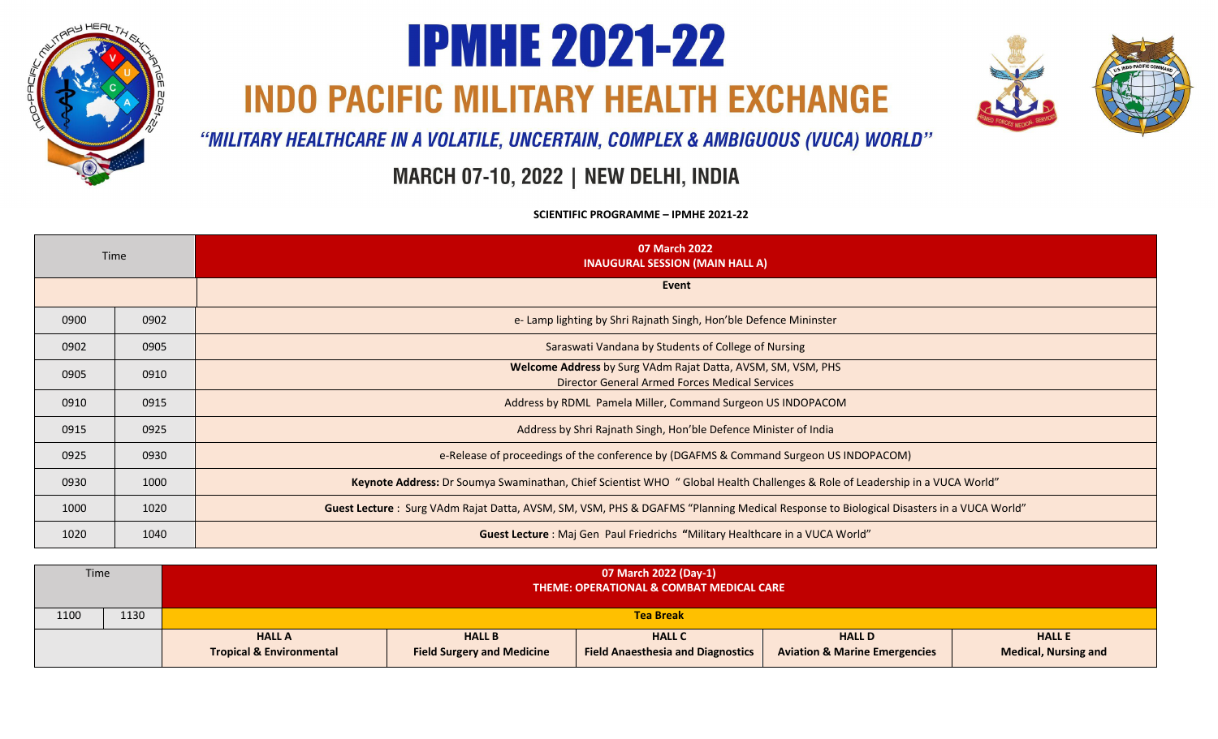# IPMHE 2021-22

## INDO PACIFIC MILITARY HEALTH EXCHANGE

### *"MILITARY HEALTHCARE IN A VOLATILE, UNCERTAIN, COMPLEX & AMBIGUOUS (VUCA) WORLD"*

### MARCH 07-10, 2022 | NEW DELHI, INDIA

**SCIENTIFIC PROGRAMME – IPMHE 2021-22**

| Time | | **07 March 2022**<br>**INAUGURAL SESSION (MAIN HALL A)** |
|---|---|---|
| | | **Event** |
| 0900 | 0902 | e- Lamp lighting by Shri Rajnath Singh, Hon'ble Defence Mininster |
| 0902 | 0905 | Saraswati Vandana by Students of College of Nursing |
| 0905 | 0910 | **Welcome Address** by Surg VAdm Rajat Datta, AVSM, SM, VSM, PHS<br>Director General Armed Forces Medical Services |
| 0910 | 0915 | Address by RDML Pamela Miller, Command Surgeon US INDOPACOM |
| 0915 | 0925 | Address by Shri Rajnath Singh, Hon'ble Defence Minister of India |
| 0925 | 0930 | e-Release of proceedings of the conference by (DGAFMS & Command Surgeon US INDOPACOM) |
| 0930 | 1000 | **Keynote Address:** Dr Soumya Swaminathan, Chief Scientist WHO " Global Health Challenges & Role of Leadership in a VUCA World" |
| 1000 | 1020 | **Guest Lecture** : Surg VAdm Rajat Datta, AVSM, SM, VSM, PHS & DGAFMS "Planning Medical Response to Biological Disasters in a VUCA World" |
| 1020 | 1040 | **Guest Lecture** : Maj Gen Paul Friedrichs **"**Military Healthcare in a VUCA World" |

| Time | | **07 March 2022 (Day-1)**<br>**THEME: OPERATIONAL & COMBAT MEDICAL CARE** | | | | |
|---|---|---|---|---|---|---|
| 1100 | 1130 | **Tea Break** | | | | |
| | | **HALL A**<br>**Tropical & Environmental** | **HALL B**<br>**Field Surgery and Medicine** | **HALL C**<br>**Field Anaesthesia and Diagnostics** | **HALL D**<br>**Aviation & Marine Emergencies** | **HALL E**<br>**Medical, Nursing and** |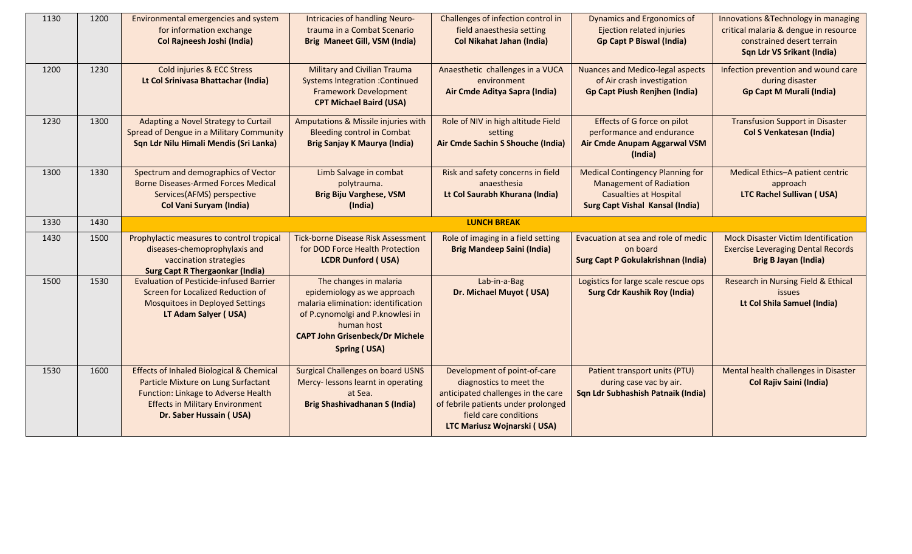| 1130 | 1200 | Environmental emergencies and system for information exchange **Col Rajneesh Joshi (India)** | Intricacies of handling Neuro-trauma in a Combat Scenario **Brig Maneet Gill, VSM (India)** | Challenges of infection control in field anaesthesia setting **Col Nikahat Jahan (India)** | Dynamics and Ergonomics of Ejection related injuries **Gp Capt P Biswal (India)** | Innovations &Technology in managing critical malaria & dengue in resource constrained desert terrain **Sqn Ldr VS Srikant (India)** |
|---|---|---|---|---|---|---|
| 1200 | 1230 | Cold injuries & ECC Stress **Lt Col Srinivasa Bhattachar (India)** | Military and Civilian Trauma Systems Integration :Continued Framework Development **CPT Michael Baird (USA)** | Anaesthetic challenges in a VUCA environment **Air Cmde Aditya Sapra (India)** | Nuances and Medico-legal aspects of Air crash investigation **Gp Capt Piush Renjhen (India)** | Infection prevention and wound care during disaster **Gp Capt M Murali (India)** |
| 1230 | 1300 | Adapting a Novel Strategy to Curtail Spread of Dengue in a Military Community **Sqn Ldr Nilu Himali Mendis (Sri Lanka)** | Amputations & Missile injuries with Bleeding control in Combat **Brig Sanjay K Maurya (India)** | Role of NIV in high altitude Field setting **Air Cmde Sachin S Shouche (India)** | Effects of G force on pilot performance and endurance **Air Cmde Anupam Aggarwal VSM (India)** | Transfusion Support in Disaster **Col S Venkatesan (India)** |
| 1300 | 1330 | Spectrum and demographics of Vector Borne Diseases-Armed Forces Medical Services(AFMS) perspective **Col Vani Suryam (India)** | Limb Salvage in combat polytrauma. **Brig Biju Varghese, VSM (India)** | Risk and safety concerns in field anaesthesia **Lt Col Saurabh Khurana (India)** | Medical Contingency Planning for Management of Radiation Casualties at Hospital **Surg Capt Vishal Kansal (India)** | Medical Ethics–A patient centric approach **LTC Rachel Sullivan ( USA)** |
| 1330 | 1430 | **LUNCH BREAK** | | | | |
| 1430 | 1500 | Prophylactic measures to control tropical diseases-chemoprophylaxis and vaccination strategies **Surg Capt R Thergaonkar (India)** | Tick-borne Disease Risk Assessment for DOD Force Health Protection **LCDR Dunford ( USA)** | Role of imaging in a field setting **Brig Mandeep Saini (India)** | Evacuation at sea and role of medic on board **Surg Capt P Gokulakrishnan (India)** | Mock Disaster Victim Identification Exercise Leveraging Dental Records **Brig B Jayan (India)** |
| 1500 | 1530 | Evaluation of Pesticide-infused Barrier Screen for Localized Reduction of Mosquitoes in Deployed Settings **LT Adam Salyer ( USA)** | The changes in malaria epidemiology as we approach malaria elimination: identification of P.cynomolgi and P.knowlesi in human host **CAPT John Grisenbeck/Dr Michele Spring ( USA)** | Lab-in-a-Bag **Dr. Michael Muyot ( USA)** | Logistics for large scale rescue ops **Surg Cdr Kaushik Roy (India)** | Research in Nursing Field & Ethical issues **Lt Col Shila Samuel (India)** |
| 1530 | 1600 | Effects of Inhaled Biological & Chemical Particle Mixture on Lung Surfactant Function: Linkage to Adverse Health Effects in Military Environment **Dr. Saber Hussain ( USA)** | Surgical Challenges on board USNS Mercy- lessons learnt in operating at Sea. **Brig Shashivadhanan S (India)** | Development of point-of-care diagnostics to meet the anticipated challenges in the care of febrile patients under prolonged field care conditions **LTC Mariusz Wojnarski ( USA)** | Patient transport units (PTU) during case vac by air. **Sqn Ldr Subhashish Patnaik (India)** | Mental health challenges in Disaster **Col Rajiv Saini (India)** |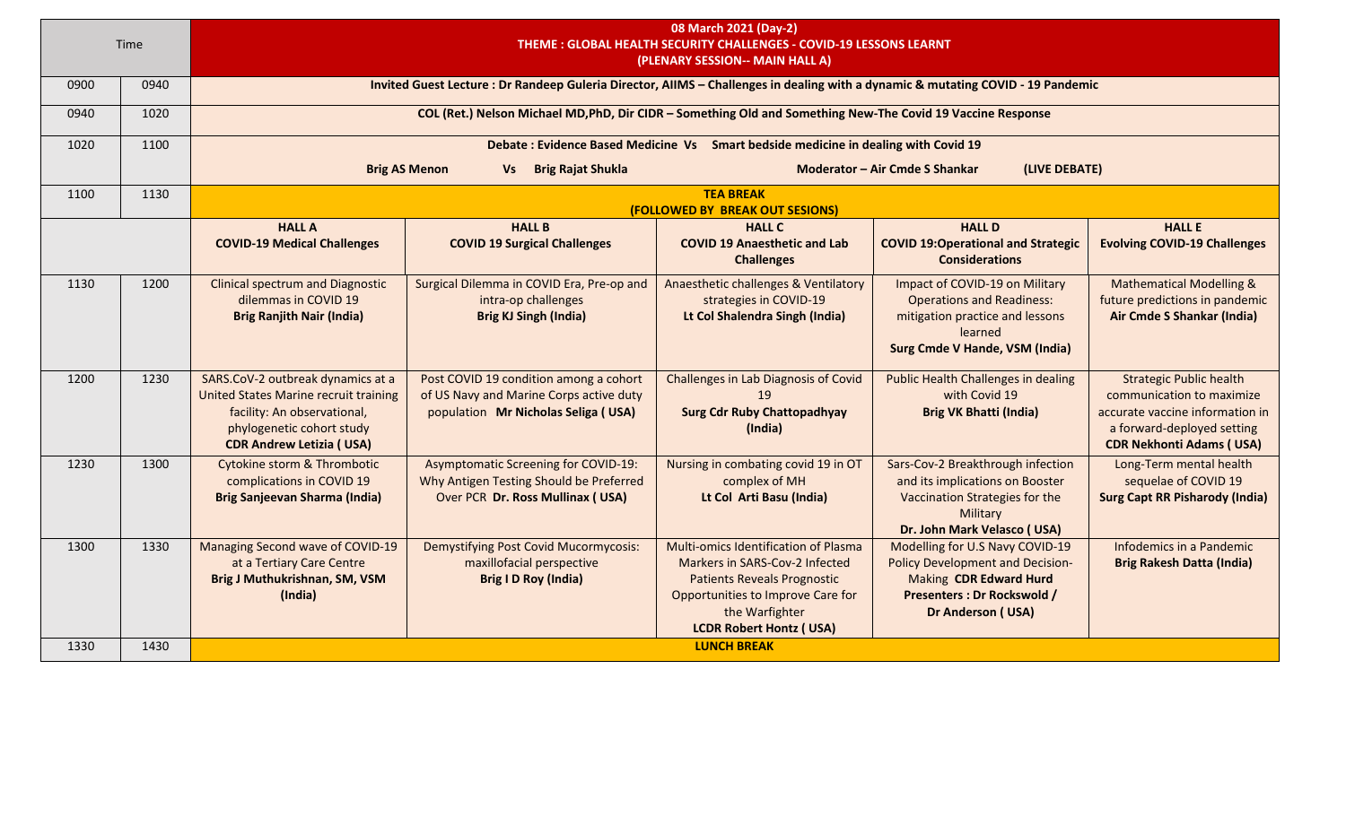| Time | | 08 March 2021 (Day-2) THEME : GLOBAL HEALTH SECURITY CHALLENGES - COVID-19 LESSONS LEARNT (PLENARY SESSION-- MAIN HALL A) | | | | |
|---|---|---|---|---|---|---|
| 0900 | 0940 | Invited Guest Lecture : Dr Randeep Guleria Director, AIIMS – Challenges in dealing with a dynamic & mutating COVID - 19 Pandemic | | | | |
| 0940 | 1020 | COL (Ret.) Nelson Michael MD,PhD, Dir CIDR – Something Old and Something New-The Covid 19 Vaccine Response | | | | |
| 1020 | 1100 | Debate : Evidence Based Medicine Vs Smart bedside medicine in dealing with Covid 19 Brig AS Menon Vs Brig Rajat Shukla Moderator – Air Cmde S Shankar (LIVE DEBATE) | | | | |
| 1100 | 1130 | TEA BREAK (FOLLOWED BY BREAK OUT SESIONS) | | | | |
| | | **HALL A** COVID-19 Medical Challenges | **HALL B** COVID 19 Surgical Challenges | **HALL C** COVID 19 Anaesthetic and Lab Challenges | **HALL D** COVID 19:Operational and Strategic Considerations | **HALL E** Evolving COVID-19 Challenges |
| 1130 | 1200 | Clinical spectrum and Diagnostic dilemmas in COVID 19 **Brig Ranjith Nair (India)** | Surgical Dilemma in COVID Era, Pre-op and intra-op challenges **Brig KJ Singh (India)** | Anaesthetic challenges & Ventilatory strategies in COVID-19 **Lt Col Shalendra Singh (India)** | Impact of COVID-19 on Military Operations and Readiness: mitigation practice and lessons learned **Surg Cmde V Hande, VSM (India)** | Mathematical Modelling & future predictions in pandemic **Air Cmde S Shankar (India)** |
| 1200 | 1230 | SARS.CoV-2 outbreak dynamics at a United States Marine recruit training facility: An observational, phylogenetic cohort study **CDR Andrew Letizia ( USA)** | Post COVID 19 condition among a cohort of US Navy and Marine Corps active duty population **Mr Nicholas Seliga ( USA)** | Challenges in Lab Diagnosis of Covid 19 **Surg Cdr Ruby Chattopadhyay (India)** | Public Health Challenges in dealing with Covid 19 **Brig VK Bhatti (India)** | Strategic Public health communication to maximize accurate vaccine information in a forward-deployed setting **CDR Nekhonti Adams ( USA)** |
| 1230 | 1300 | Cytokine storm & Thrombotic complications in COVID 19 **Brig Sanjeevan Sharma (India)** | Asymptomatic Screening for COVID-19: Why Antigen Testing Should be Preferred Over PCR **Dr. Ross Mullinax ( USA)** | Nursing in combating covid 19 in OT complex of MH **Lt Col Arti Basu (India)** | Sars-Cov-2 Breakthrough infection and its implications on Booster Vaccination Strategies for the Military **Dr. John Mark Velasco ( USA)** | Long-Term mental health sequelae of COVID 19 **Surg Capt RR Pisharody (India)** |
| 1300 | 1330 | Managing Second wave of COVID-19 at a Tertiary Care Centre **Brig J Muthukrishnan, SM, VSM (India)** | Demystifying Post Covid Mucormycosis: maxillofacial perspective **Brig I D Roy (India)** | Multi-omics Identification of Plasma Markers in SARS-Cov-2 Infected Patients Reveals Prognostic Opportunities to Improve Care for the Warfighter **LCDR Robert Hontz ( USA)** | Modelling for U.S Navy COVID-19 Policy Development and Decision-Making **CDR Edward Hurd Presenters : Dr Rockswold / Dr Anderson ( USA)** | Infodemics in a Pandemic **Brig Rakesh Datta (India)** |
| 1330 | 1430 | LUNCH BREAK | | | | |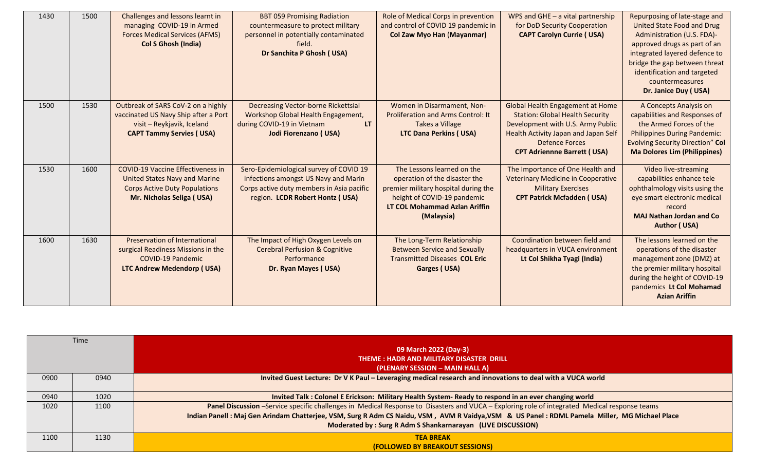| | | | | | | |
|---|---|---|---|---|---|---|
| 1430 | 1500 | Challenges and lessons learnt in managing COVID-19 in Armed Forces Medical Services (AFMS) **Col S Ghosh (India)** | BBT 059 Promising Radiation countermeasure to protect military personnel in potentially contaminated field. **Dr Sanchita P Ghosh ( USA)** | Role of Medical Corps in prevention and control of COVID 19 pandemic in **Col Zaw Myo Han (Mayanmar)** | WPS and GHE – a vital partnership for DoD Security Cooperation **CAPT Carolyn Currie ( USA)** | Repurposing of late-stage and United State Food and Drug Administration (U.S. FDA)-approved drugs as part of an integrated layered defence to bridge the gap between threat identification and targeted countermeasures **Dr. Janice Duy ( USA)** |
| 1500 | 1530 | Outbreak of SARS CoV-2 on a highly vaccinated US Navy Ship after a Port visit – Reykjavik, Iceland **CAPT Tammy Servies ( USA)** | Decreasing Vector-borne Rickettsial Workshop Global Health Engagement, during COVID-19 in Vietnam **LT Jodi Fiorenzano ( USA)** | Women in Disarmament, Non-Proliferation and Arms Control: It Takes a Village **LTC Dana Perkins ( USA)** | Global Health Engagement at Home Station: Global Health Security Development with U.S. Army Public Health Activity Japan and Japan Self Defence Forces **CPT Adriennne Barrett ( USA)** | A Concepts Analysis on capabilities and Responses of the Armed Forces of the Philippines During Pandemic: Evolving Security Direction" **Col Ma Dolores Lim (Philippines)** |
| 1530 | 1600 | COVID-19 Vaccine Effectiveness in United States Navy and Marine Corps Active Duty Populations **Mr. Nicholas Seliga ( USA)** | Sero-Epidemiological survey of COVID 19 infections amongst US Navy and Marin Corps active duty members in Asia pacific region. **LCDR Robert Hontz ( USA)** | The Lessons learned on the operation of the disaster the premier military hospital during the height of COVID-19 pandemic **LT COL Mohammad Azlan Ariffin (Malaysia)** | The Importance of One Health and Veterinary Medicine in Cooperative Military Exercises **CPT Patrick Mcfadden ( USA)** | Video live-streaming capabilities enhance tele ophthalmology visits using the eye smart electronic medical record **MAJ Nathan Jordan and Co Author ( USA)** |
| 1600 | 1630 | Preservation of International surgical Readiness Missions in the COVID-19 Pandemic **LTC Andrew Medendorp ( USA)** | The Impact of High Oxygen Levels on Cerebral Perfusion & Cognitive Performance **Dr. Ryan Mayes ( USA)** | The Long-Term Relationship Between Service and Sexually Transmitted Diseases **COL Eric Garges ( USA)** | Coordination between field and headquarters in VUCA environment **Lt Col Shikha Tyagi (India)** | The lessons learned on the operations of the disaster management zone (DMZ) at the premier military hospital during the height of COVID-19 pandemics **Lt Col Mohamad Azian Ariffin** |

| Time | | **09 March 2022 (Day-3)**<br>**THEME : HADR AND MILITARY DISASTER DRILL**<br>**(PLENARY SESSION – MAIN HALL A)** |
|---|---|---|
| 0900 | 0940 | **Invited Guest Lecture: Dr V K Paul – Leveraging medical research and innovations to deal with a VUCA world** |
| 0940 | 1020 | **Invited Talk : Colonel E Erickson: Military Health System- Ready to respond in an ever changing world** |
| 1020 | 1100 | **Panel Discussion** –Service specific challenges in Medical Response to Disasters and VUCA – Exploring role of integrated Medical response teams<br>**Indian Panell : Maj Gen Arindam Chatterjee, VSM, Surg R Adm CS Naidu, VSM , AVM R Vaidya,VSM & US Panel : RDML Pamela Miller, MG Michael Place**<br>**Moderated by : Surg R Adm S Shankarnarayan (LIVE DISCUSSION)** |
| 1100 | 1130 | **TEA BREAK**<br>**(FOLLOWED BY BREAKOUT SESSIONS)** |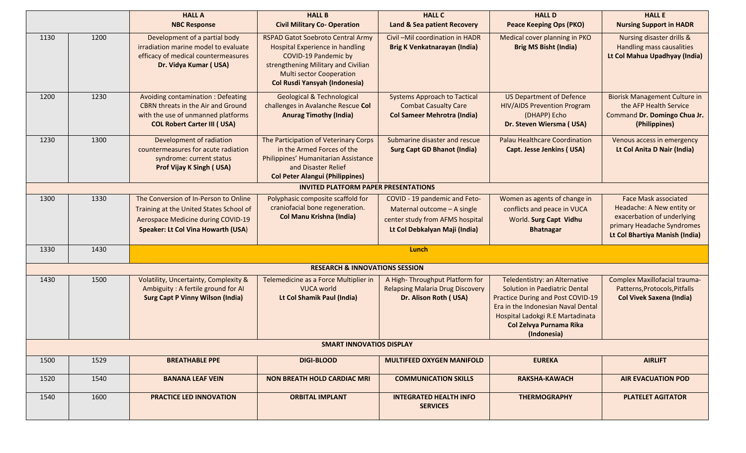| | | HALL A<br>NBC Response | HALL B<br>Civil Military Co- Operation | HALL C<br>Land & Sea patient Recovery | HALL D<br>Peace Keeping Ops (PKO) | HALL E<br>Nursing Support in HADR |
|---|---|---|---|---|---|---|
| 1130 | 1200 | Development of a partial body irradiation marine model to evaluate efficacy of medical countermeasures **Dr. Vidya Kumar ( USA)** | RSPAD Gatot Soebroto Central Army Hospital Experience in handling COVID-19 Pandemic by strengthening Military and Civilian Multi sector Cooperation **Col Rusdi Yansyah (Indonesia)** | Civil –Mil coordination in HADR **Brig K Venkatnarayan (India)** | Medical cover planning in PKO **Brig MS Bisht (India)** | Nursing disaster drills & Handling mass causalities **Lt Col Mahua Upadhyay (India)** |
| 1200 | 1230 | Avoiding contamination : Defeating CBRN threats in the Air and Ground with the use of unmanned platforms **COL Robert Carter III ( USA)** | Geological & Technological challenges in Avalanche Rescue **Col Anurag Timothy (India)** | Systems Approach to Tactical Combat Casualty Care **Col Sameer Mehrotra (India)** | US Department of Defence HIV/AIDS Prevention Program (DHAPP) Echo **Dr. Steven Wiersma ( USA)** | Biorisk Management Culture in the AFP Health Service Command **Dr. Domingo Chua Jr. (Philippines)** |
| 1230 | 1300 | Development of radiation countermeasures for acute radiation syndrome: current status **Prof Vijay K Singh ( USA)** | The Participation of Veterinary Corps in the Armed Forces of the Philippines' Humanitarian Assistance and Disaster Relief **Col Peter Alangui (Philippines)** | Submarine disaster and rescue **Surg Capt GD Bhanot (India)** | Palau Healthcare Coordination **Capt. Jesse Jenkins ( USA)** | Venous access in emergency **Lt Col Anita D Nair (India)** |
| **INVITED PLATFORM PAPER PRESENTATIONS** | | | | | | |
| 1300 | 1330 | The Conversion of In-Person to Online Training at the United States School of Aerospace Medicine during COVID-19 **Speaker: Lt Col Vina Howarth (USA)** | Polyphasic composite scaffold for craniofacial bone regeneration. **Col Manu Krishna (India)** | COVID - 19 pandemic and Feto-Maternal outcome – A single center study from AFMS hospital **Lt Col Debkalyan Maji (India)** | Women as agents of change in conflicts and peace in VUCA World. **Surg Capt Vidhu Bhatnagar** | Face Mask associated Headache: A New entity or exacerbation of underlying primary Headache Syndromes **Lt Col Bhartiya Manish (India)** |
| 1330 | 1430 | **Lunch** | | | | |
| **RESEARCH & INNOVATIONS SESSION** | | | | | | |
| 1430 | 1500 | Volatility, Uncertainty, Complexity & Ambiguity : A fertile ground for AI **Surg Capt P Vinny Wilson (India)** | Telemedicine as a Force Multiplier in VUCA world **Lt Col Shamik Paul (India)** | A High- Throughput Platform for Relapsing Malaria Drug Discovery **Dr. Alison Roth ( USA)** | Teledentistry: an Alternative Solution in Paediatric Dental Practice During and Post COVID-19 Era in the Indonesian Naval Dental Hospital Ladokgi R.E Martadinata **Col Zelvya Purnama Rika (Indonesia)** | Complex Maxillofacial trauma-Patterns,Protocols,Pitfalls **Col Vivek Saxena (India)** |
| **SMART INNOVATIOS DISPLAY** | | | | | | |
| 1500 | 1529 | **BREATHABLE PPE** | **DIGI-BLOOD** | **MULTIFEED OXYGEN MANIFOLD** | **EUREKA** | **AIRLIFT** |
| 1520 | 1540 | **BANANA LEAF VEIN** | **NON BREATH HOLD CARDIAC MRI** | **COMMUNICATION SKILLS** | **RAKSHA-KAWACH** | **AIR EVACUATION POD** |
| 1540 | 1600 | **PRACTICE LED INNOVATION** | **ORBITAL IMPLANT** | **INTEGRATED HEALTH INFO SERVICES** | **THERMOGRAPHY** | **PLATELET AGITATOR** |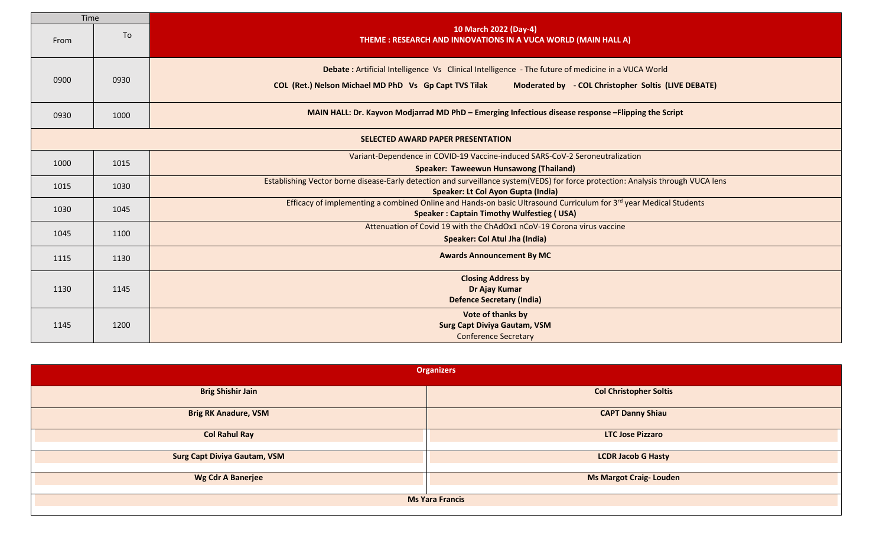| Time | | 10 March 2022 (Day-4)<br>THEME : RESEARCH AND INNOVATIONS IN A VUCA WORLD (MAIN HALL A) |
|---|---|---|
| From | To | |
| 0900 | 0930 | **Debate :** Artificial Intelligence Vs Clinical Intelligence - The future of medicine in a VUCA World<br>**COL (Ret.) Nelson Michael MD PhD Vs Gp Capt TVS Tilak Moderated by - COL Christopher Soltis (LIVE DEBATE)** |
| 0930 | 1000 | **MAIN HALL: Dr. Kayvon Modjarrad MD PhD – Emerging Infectious disease response –Flipping the Script** |
| | | **SELECTED AWARD PAPER PRESENTATION** |
| 1000 | 1015 | Variant-Dependence in COVID-19 Vaccine-induced SARS-CoV-2 Seroneutralization<br>**Speaker: Taweewun Hunsawong (Thailand)** |
| 1015 | 1030 | Establishing Vector borne disease-Early detection and surveillance system(VEDS) for force protection: Analysis through VUCA lens<br>**Speaker: Lt Col Ayon Gupta (India)** |
| 1030 | 1045 | Efficacy of implementing a combined Online and Hands-on basic Ultrasound Curriculum for 3rd year Medical Students<br>**Speaker : Captain Timothy Wulfestieg ( USA)** |
| 1045 | 1100 | Attenuation of Covid 19 with the ChAdOx1 nCoV-19 Corona virus vaccine<br>**Speaker: Col Atul Jha (India)** |
| 1115 | 1130 | **Awards Announcement By MC** |
| 1130 | 1145 | **Closing Address by<br>Dr Ajay Kumar<br>Defence Secretary (India)** |
| 1145 | 1200 | **Vote of thanks by<br>Surg Capt Diviya Gautam, VSM**<br>Conference Secretary |

| **Organizers** | |
|---|---|
| **Brig Shishir Jain** | **Col Christopher Soltis** |
| **Brig RK Anadure, VSM** | **CAPT Danny Shiau** |
| **Col Rahul Ray** | **LTC Jose Pizzaro** |
| **Surg Capt Diviya Gautam, VSM** | **LCDR Jacob G Hasty** |
| **Wg Cdr A Banerjee** | **Ms Margot Craig- Louden** |
| **Ms Yara Francis** | |